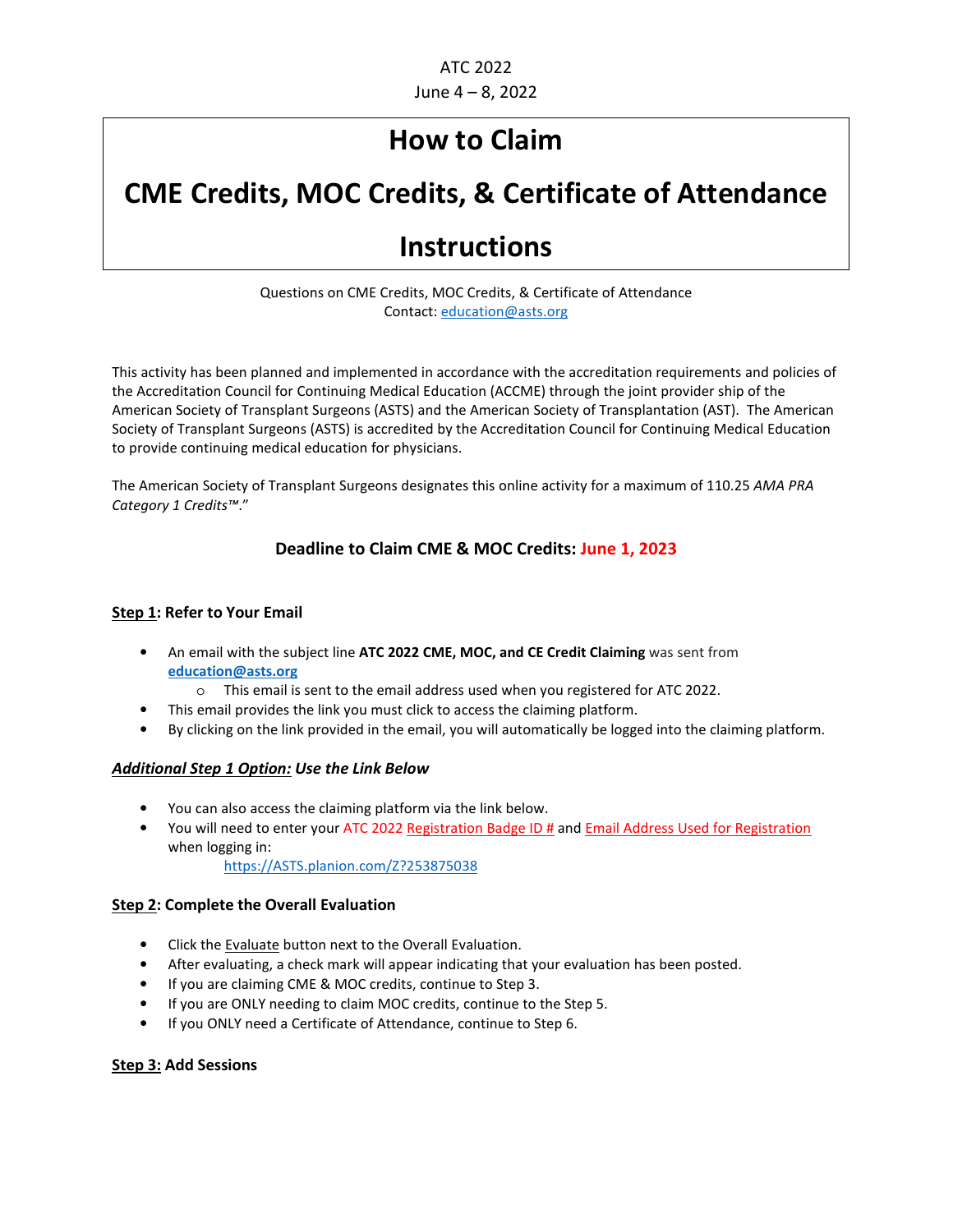ATC 2022

June 4 – 8, 2022

# How to Claim

# CME Credits, MOC Credits, & Certificate of Attendance

# Instructions

Questions on CME Credits, MOC Credits, & Certificate of Attendance
Contact: education@asts.org

This activity has been planned and implemented in accordance with the accreditation requirements and policies of the Accreditation Council for Continuing Medical Education (ACCME) through the joint provider ship of the American Society of Transplant Surgeons (ASTS) and the American Society of Transplantation (AST). The American Society of Transplant Surgeons (ASTS) is accredited by the Accreditation Council for Continuing Medical Education to provide continuing medical education for physicians.

The American Society of Transplant Surgeons designates this online activity for a maximum of 110.25 *AMA PRA Category 1 Credits™*."

### Deadline to Claim CME & MOC Credits: June 1, 2023

**Step 1: Refer to Your Email**

- An email with the subject line **ATC 2022 CME, MOC, and CE Credit Claiming** was sent from **education@asts.org**
  - This email is sent to the email address used when you registered for ATC 2022.
- This email provides the link you must click to access the claiming platform.
- By clicking on the link provided in the email, you will automatically be logged into the claiming platform.

***Additional Step 1 Option:* Use the Link Below**

- You can also access the claiming platform via the link below.
- You will need to enter your ATC 2022 Registration Badge ID # and Email Address Used for Registration when logging in:
  https://ASTS.planion.com/Z?253875038

**Step 2: Complete the Overall Evaluation**

- Click the Evaluate button next to the Overall Evaluation.
- After evaluating, a check mark will appear indicating that your evaluation has been posted.
- If you are claiming CME & MOC credits, continue to Step 3.
- If you are ONLY needing to claim MOC credits, continue to the Step 5.
- If you ONLY need a Certificate of Attendance, continue to Step 6.

**Step 3: Add Sessions**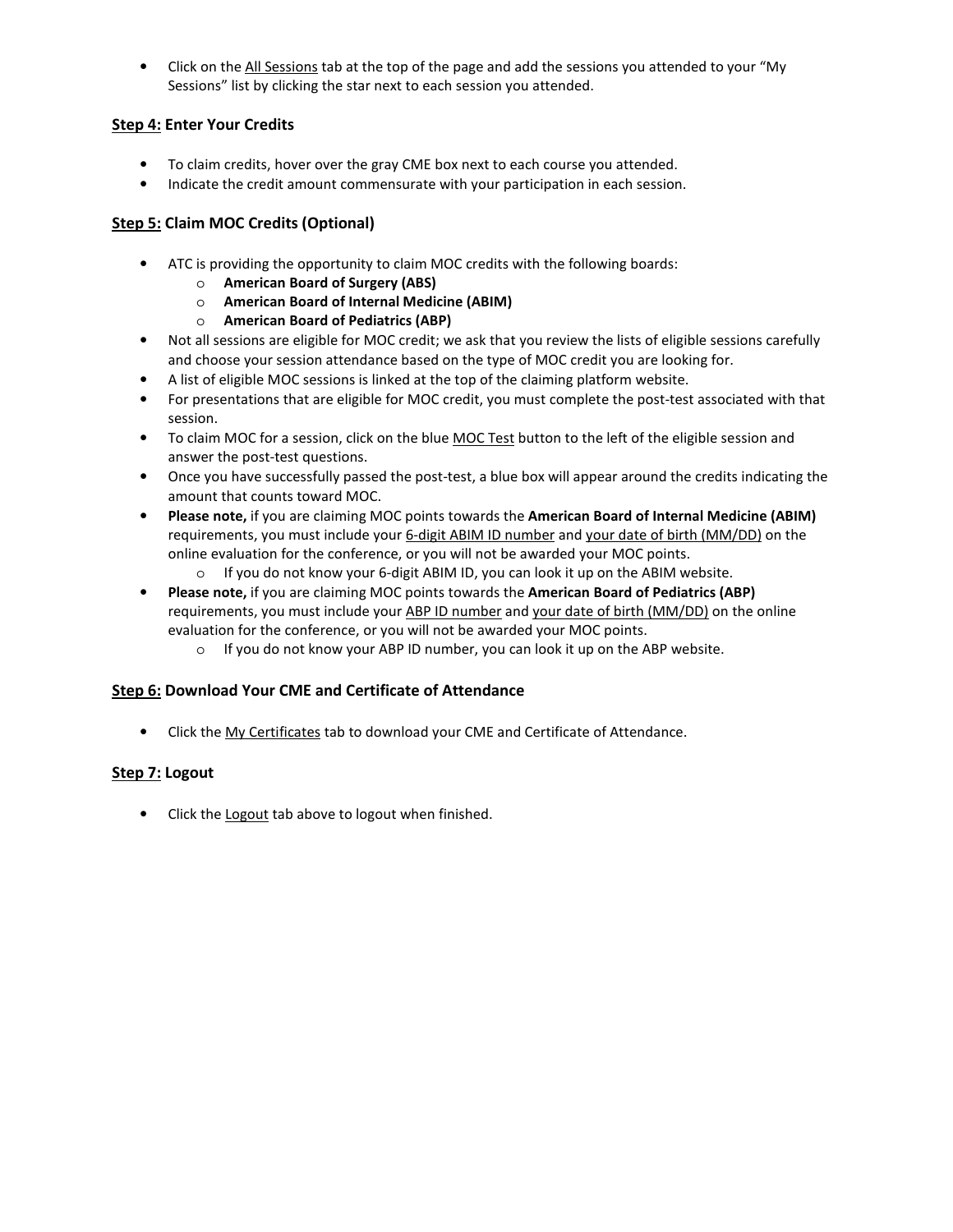- Click on the All Sessions tab at the top of the page and add the sessions you attended to your "My Sessions" list by clicking the star next to each session you attended.

**Step 4: Enter Your Credits**

- To claim credits, hover over the gray CME box next to each course you attended.
- Indicate the credit amount commensurate with your participation in each session.

**Step 5: Claim MOC Credits (Optional)**

- ATC is providing the opportunity to claim MOC credits with the following boards:
  - **American Board of Surgery (ABS)**
  - **American Board of Internal Medicine (ABIM)**
  - **American Board of Pediatrics (ABP)**
- Not all sessions are eligible for MOC credit; we ask that you review the lists of eligible sessions carefully and choose your session attendance based on the type of MOC credit you are looking for.
- A list of eligible MOC sessions is linked at the top of the claiming platform website.
- For presentations that are eligible for MOC credit, you must complete the post-test associated with that session.
- To claim MOC for a session, click on the blue MOC Test button to the left of the eligible session and answer the post-test questions.
- Once you have successfully passed the post-test, a blue box will appear around the credits indicating the amount that counts toward MOC.
- **Please note,** if you are claiming MOC points towards the **American Board of Internal Medicine (ABIM)** requirements, you must include your 6-digit ABIM ID number and your date of birth (MM/DD) on the online evaluation for the conference, or you will not be awarded your MOC points.
  - If you do not know your 6-digit ABIM ID, you can look it up on the ABIM website.
- **Please note,** if you are claiming MOC points towards the **American Board of Pediatrics (ABP)** requirements, you must include your ABP ID number and your date of birth (MM/DD) on the online evaluation for the conference, or you will not be awarded your MOC points.
  - If you do not know your ABP ID number, you can look it up on the ABP website.

**Step 6: Download Your CME and Certificate of Attendance**

- Click the My Certificates tab to download your CME and Certificate of Attendance.

**Step 7: Logout**

- Click the Logout tab above to logout when finished.